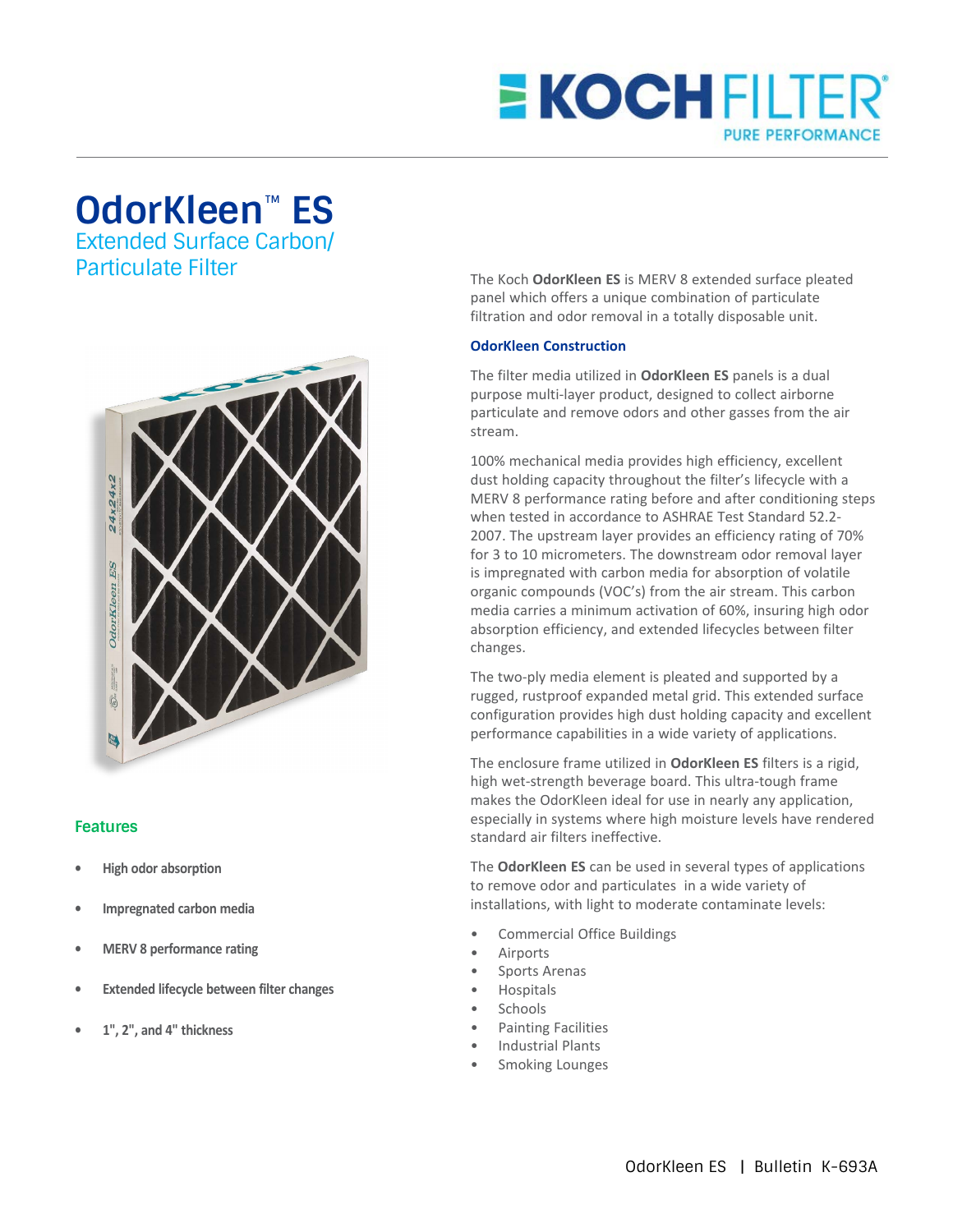# OdorKleen™ ES

## Extended Surface Carbon/ Particulate Filter

### Features

- High odor absorption
- Impregnated carbon media
- MERV 8 performance rating
- Extended lifecycle between filter changes
- 1", 2", and 4" thickness

The Koch **OdorKleen ES** is MERV 8 extended surface pleated panel which offers a unique combination of particulate filtration and odor removal in a totally disposable unit.

### OdorKleen Construction

The filter media utilized in **OdorKleen ES** panels is a dual purpose multi-layer product, designed to collect airborne particulate and remove odors and other gasses from the air stream.

100% mechanical media provides high efficiency, excellent dust holding capacity throughout the filter's lifecycle with a MERV 8 performance rating before and after conditioning steps when tested in accordance to ASHRAE Test Standard 52.2-2007. The upstream layer provides an efficiency rating of 70% for 3 to 10 micrometers. The downstream odor removal layer is impregnated with carbon media for absorption of volatile organic compounds (VOC's) from the air stream. This carbon media carries a minimum activation of 60%, insuring high odor absorption efficiency, and extended lifecycles between filter changes.

The two-ply media element is pleated and supported by a rugged, rustproof expanded metal grid. This extended surface configuration provides high dust holding capacity and excellent performance capabilities in a wide variety of applications.

The enclosure frame utilized in **OdorKleen ES** filters is a rigid, high wet-strength beverage board. This ultra-tough frame makes the OdorKleen ideal for use in nearly any application, especially in systems where high moisture levels have rendered standard air filters ineffective.

The **OdorKleen ES** can be used in several types of applications to remove odor and particulates in a wide variety of installations, with light to moderate contaminate levels:

- Commercial Office Buildings
- Airports
- Sports Arenas
- Hospitals
- Schools
- Painting Facilities
- Industrial Plants
- Smoking Lounges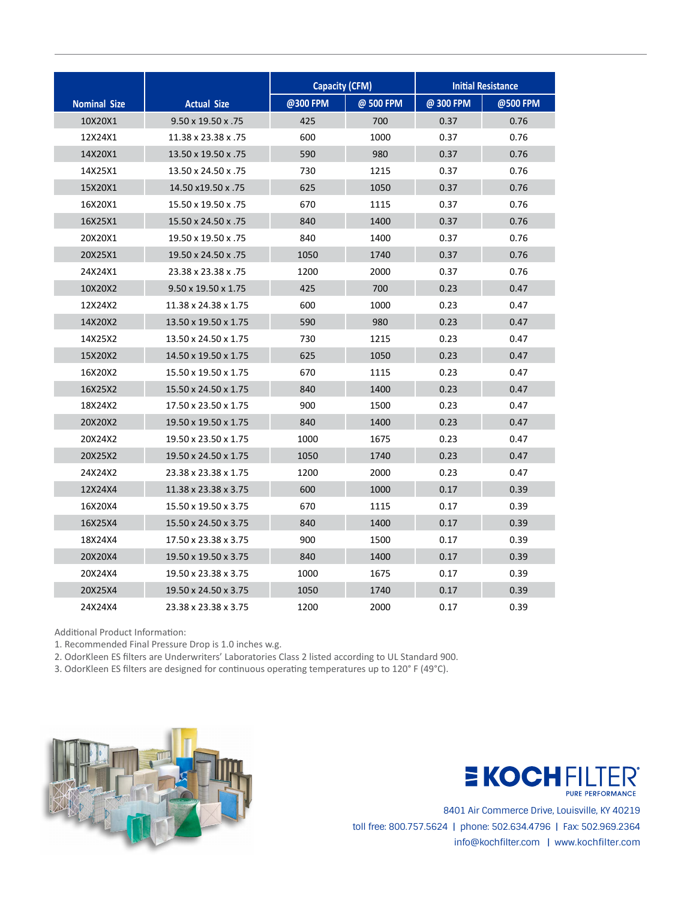| Nominal Size | Actual Size | Capacity (CFM) | | Initial Resistance | |
|---|---|---|---|---|---|
| | | @300 FPM | @ 500 FPM | @ 300 FPM | @500 FPM |
| 10X20X1 | 9.50 x 19.50 x .75 | 425 | 700 | 0.37 | 0.76 |
| 12X24X1 | 11.38 x 23.38 x .75 | 600 | 1000 | 0.37 | 0.76 |
| 14X20X1 | 13.50 x 19.50 x .75 | 590 | 980 | 0.37 | 0.76 |
| 14X25X1 | 13.50 x 24.50 x .75 | 730 | 1215 | 0.37 | 0.76 |
| 15X20X1 | 14.50 x19.50 x .75 | 625 | 1050 | 0.37 | 0.76 |
| 16X20X1 | 15.50 x 19.50 x .75 | 670 | 1115 | 0.37 | 0.76 |
| 16X25X1 | 15.50 x 24.50 x .75 | 840 | 1400 | 0.37 | 0.76 |
| 20X20X1 | 19.50 x 19.50 x .75 | 840 | 1400 | 0.37 | 0.76 |
| 20X25X1 | 19.50 x 24.50 x .75 | 1050 | 1740 | 0.37 | 0.76 |
| 24X24X1 | 23.38 x 23.38 x .75 | 1200 | 2000 | 0.37 | 0.76 |
| 10X20X2 | 9.50 x 19.50 x 1.75 | 425 | 700 | 0.23 | 0.47 |
| 12X24X2 | 11.38 x 24.38 x 1.75 | 600 | 1000 | 0.23 | 0.47 |
| 14X20X2 | 13.50 x 19.50 x 1.75 | 590 | 980 | 0.23 | 0.47 |
| 14X25X2 | 13.50 x 24.50 x 1.75 | 730 | 1215 | 0.23 | 0.47 |
| 15X20X2 | 14.50 x 19.50 x 1.75 | 625 | 1050 | 0.23 | 0.47 |
| 16X20X2 | 15.50 x 19.50 x 1.75 | 670 | 1115 | 0.23 | 0.47 |
| 16X25X2 | 15.50 x 24.50 x 1.75 | 840 | 1400 | 0.23 | 0.47 |
| 18X24X2 | 17.50 x 23.50 x 1.75 | 900 | 1500 | 0.23 | 0.47 |
| 20X20X2 | 19.50 x 19.50 x 1.75 | 840 | 1400 | 0.23 | 0.47 |
| 20X24X2 | 19.50 x 23.50 x 1.75 | 1000 | 1675 | 0.23 | 0.47 |
| 20X25X2 | 19.50 x 24.50 x 1.75 | 1050 | 1740 | 0.23 | 0.47 |
| 24X24X2 | 23.38 x 23.38 x 1.75 | 1200 | 2000 | 0.23 | 0.47 |
| 12X24X4 | 11.38 x 23.38 x 3.75 | 600 | 1000 | 0.17 | 0.39 |
| 16X20X4 | 15.50 x 19.50 x 3.75 | 670 | 1115 | 0.17 | 0.39 |
| 16X25X4 | 15.50 x 24.50 x 3.75 | 840 | 1400 | 0.17 | 0.39 |
| 18X24X4 | 17.50 x 23.38 x 3.75 | 900 | 1500 | 0.17 | 0.39 |
| 20X20X4 | 19.50 x 19.50 x 3.75 | 840 | 1400 | 0.17 | 0.39 |
| 20X24X4 | 19.50 x 23.38 x 3.75 | 1000 | 1675 | 0.17 | 0.39 |
| 20X25X4 | 19.50 x 24.50 x 3.75 | 1050 | 1740 | 0.17 | 0.39 |
| 24X24X4 | 23.38 x 23.38 x 3.75 | 1200 | 2000 | 0.17 | 0.39 |

Additional Product Information:

1. Recommended Final Pressure Drop is 1.0 inches w.g.
2. OdorKleen ES filters are Underwriters' Laboratories Class 2 listed according to UL Standard 900.
3. OdorKleen ES filters are designed for continuous operating temperatures up to 120° F (49°C).

KOCHFILTER®
PURE PERFORMANCE

8401 Air Commerce Drive, Louisville, KY 40219

toll free: 800.757.5624 | phone: 502.634.4796 | Fax: 502.969.2364

info@kochfilter.com | www.kochfilter.com